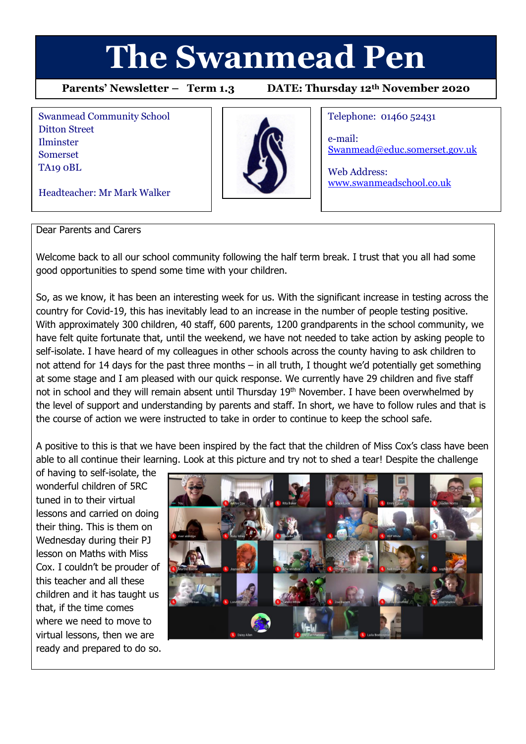# The Swanmead Pen

**Parents' Newsletter – Term 1.3 DATE: Thursday 12th November 2020**

Swanmead Community School
Ditton Street
Ilminster
Somerset
TA19 0BL

Headteacher: Mr Mark Walker

Telephone: 01460 52431

e-mail:
Swanmead@educ.somerset.gov.uk

Web Address:
www.swanmeadschool.co.uk

Dear Parents and Carers

Welcome back to all our school community following the half term break. I trust that you all had some good opportunities to spend some time with your children.

So, as we know, it has been an interesting week for us. With the significant increase in testing across the country for Covid-19, this has inevitably lead to an increase in the number of people testing positive. With approximately 300 children, 40 staff, 600 parents, 1200 grandparents in the school community, we have felt quite fortunate that, until the weekend, we have not needed to take action by asking people to self-isolate. I have heard of my colleagues in other schools across the county having to ask children to not attend for 14 days for the past three months – in all truth, I thought we'd potentially get something at some stage and I am pleased with our quick response. We currently have 29 children and five staff not in school and they will remain absent until Thursday 19th November. I have been overwhelmed by the level of support and understanding by parents and staff. In short, we have to follow rules and that is the course of action we were instructed to take in order to continue to keep the school safe.

A positive to this is that we have been inspired by the fact that the children of Miss Cox's class have been able to all continue their learning. Look at this picture and try not to shed a tear! Despite the challenge of having to self-isolate, the wonderful children of 5RC tuned in to their virtual lessons and carried on doing their thing. This is them on Wednesday during their PJ lesson on Maths with Miss Cox. I couldn't be prouder of this teacher and all these children and it has taught us that, if the time comes where we need to move to virtual lessons, then we are ready and prepared to do so.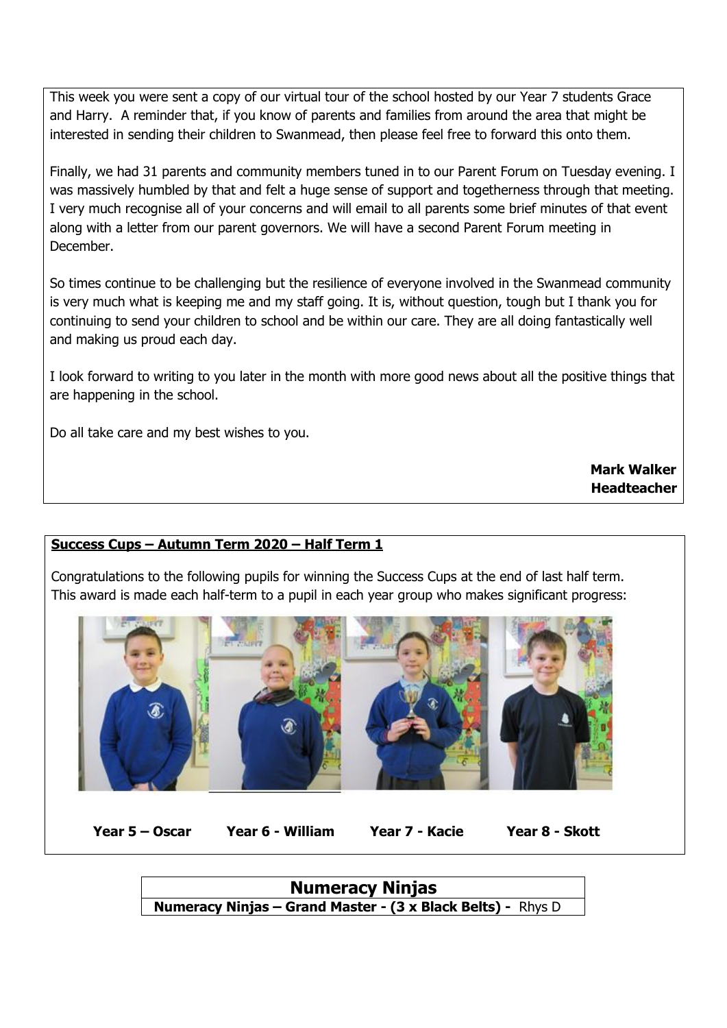This week you were sent a copy of our virtual tour of the school hosted by our Year 7 students Grace and Harry. A reminder that, if you know of parents and families from around the area that might be interested in sending their children to Swanmead, then please feel free to forward this onto them.

Finally, we had 31 parents and community members tuned in to our Parent Forum on Tuesday evening. I was massively humbled by that and felt a huge sense of support and togetherness through that meeting. I very much recognise all of your concerns and will email to all parents some brief minutes of that event along with a letter from our parent governors. We will have a second Parent Forum meeting in December.

So times continue to be challenging but the resilience of everyone involved in the Swanmead community is very much what is keeping me and my staff going. It is, without question, tough but I thank you for continuing to send your children to school and be within our care. They are all doing fantastically well and making us proud each day.

I look forward to writing to you later in the month with more good news about all the positive things that are happening in the school.

Do all take care and my best wishes to you.

**Mark Walker**
**Headteacher**

## Success Cups – Autumn Term 2020 – Half Term 1

Congratulations to the following pupils for winning the Success Cups at the end of last half term. This award is made each half-term to a pupil in each year group who makes significant progress:

**Year 5 – Oscar** **Year 6 - William** **Year 7 - Kacie** **Year 8 - Skott**

## Numeracy Ninjas

**Numeracy Ninjas – Grand Master - (3 x Black Belts) -** Rhys D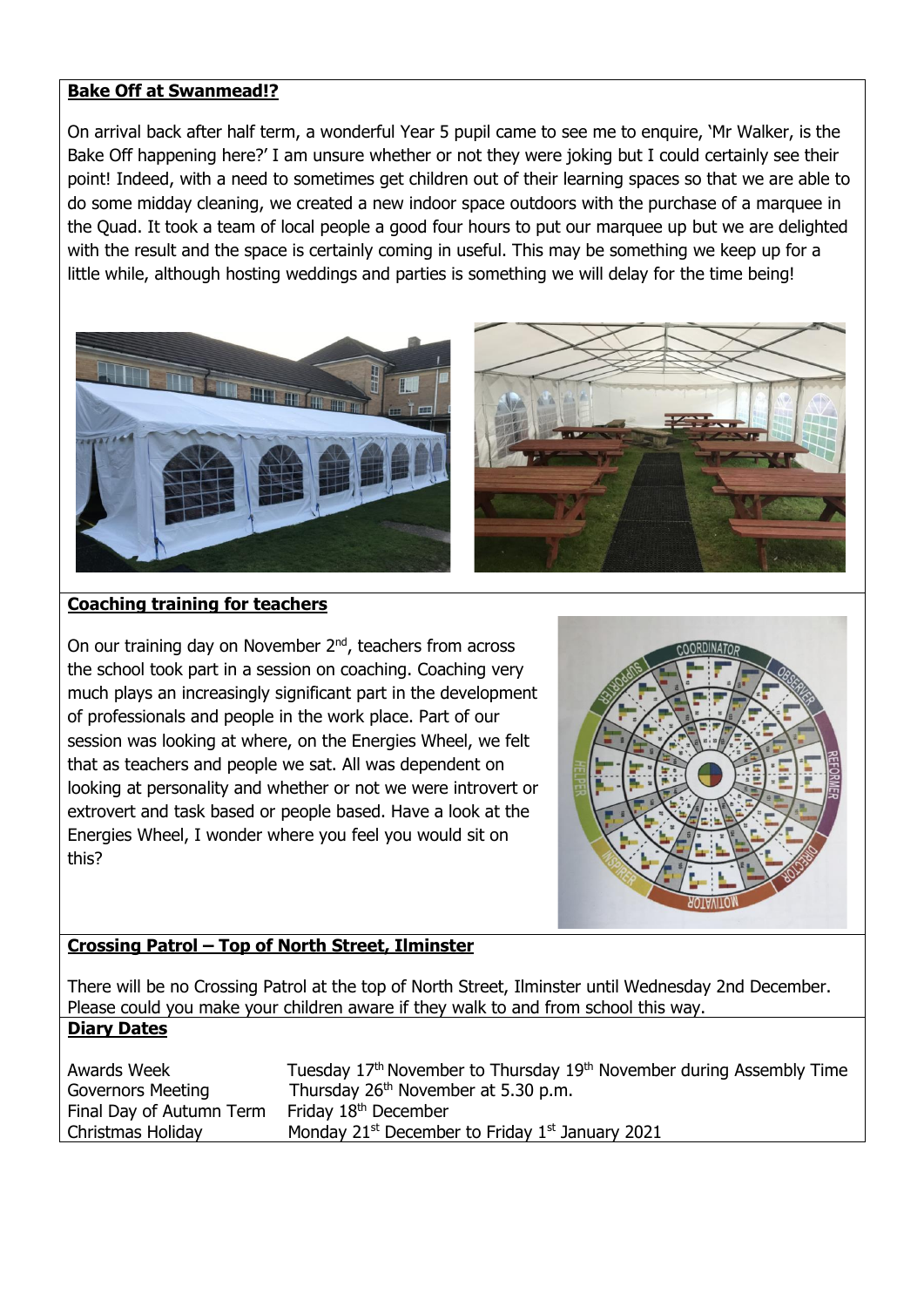**Bake Off at Swanmead!?**

On arrival back after half term, a wonderful Year 5 pupil came to see me to enquire, 'Mr Walker, is the Bake Off happening here?' I am unsure whether or not they were joking but I could certainly see their point! Indeed, with a need to sometimes get children out of their learning spaces so that we are able to do some midday cleaning, we created a new indoor space outdoors with the purchase of a marquee in the Quad. It took a team of local people a good four hours to put our marquee up but we are delighted with the result and the space is certainly coming in useful. This may be something we keep up for a little while, although hosting weddings and parties is something we will delay for the time being!

**Coaching training for teachers**

On our training day on November 2nd, teachers from across the school took part in a session on coaching. Coaching very much plays an increasingly significant part in the development of professionals and people in the work place. Part of our session was looking at where, on the Energies Wheel, we felt that as teachers and people we sat. All was dependent on looking at personality and whether or not we were introvert or extrovert and task based or people based. Have a look at the Energies Wheel, I wonder where you feel you would sit on this?

**Crossing Patrol – Top of North Street, Ilminster**

There will be no Crossing Patrol at the top of North Street, Ilminster until Wednesday 2nd December. Please could you make your children aware if they walk to and from school this way.

**Diary Dates**

| | |
|---|---|
| Awards Week | Tuesday 17th November to Thursday 19th November during Assembly Time |
| Governors Meeting | Thursday 26th November at 5.30 p.m. |
| Final Day of Autumn Term | Friday 18th December |
| Christmas Holiday | Monday 21st December to Friday 1st January 2021 |